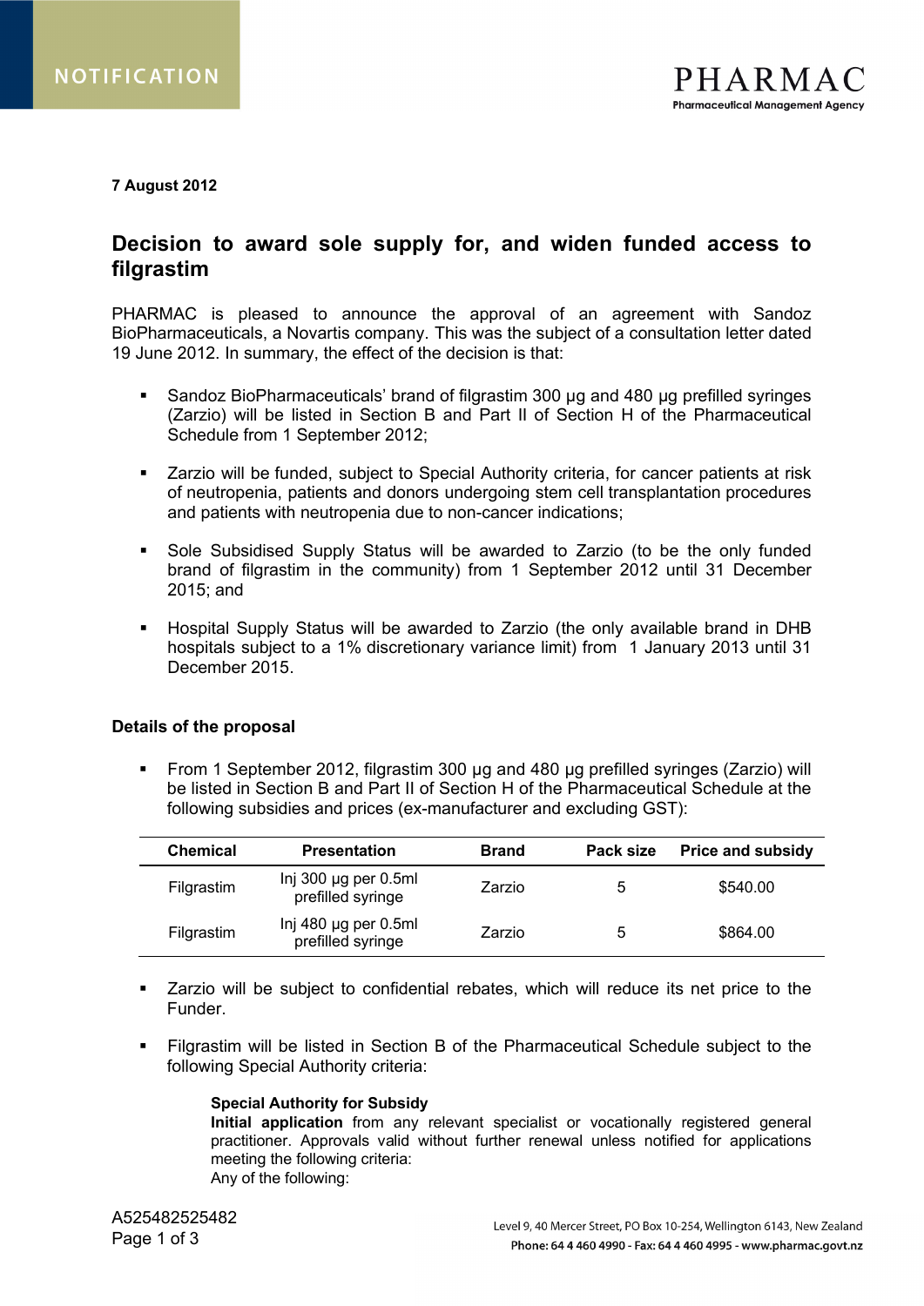NOTIFICATION

PHARMAC
Pharmaceutical Management Agency

**7 August 2012**

## Decision to award sole supply for, and widen funded access to filgrastim

PHARMAC is pleased to announce the approval of an agreement with Sandoz BioPharmaceuticals, a Novartis company. This was the subject of a consultation letter dated 19 June 2012. In summary, the effect of the decision is that:

- Sandoz BioPharmaceuticals' brand of filgrastim 300 µg and 480 µg prefilled syringes (Zarzio) will be listed in Section B and Part II of Section H of the Pharmaceutical Schedule from 1 September 2012;
- Zarzio will be funded, subject to Special Authority criteria, for cancer patients at risk of neutropenia, patients and donors undergoing stem cell transplantation procedures and patients with neutropenia due to non-cancer indications;
- Sole Subsidised Supply Status will be awarded to Zarzio (to be the only funded brand of filgrastim in the community) from 1 September 2012 until 31 December 2015; and
- Hospital Supply Status will be awarded to Zarzio (the only available brand in DHB hospitals subject to a 1% discretionary variance limit) from 1 January 2013 until 31 December 2015.

### Details of the proposal

- From 1 September 2012, filgrastim 300 µg and 480 µg prefilled syringes (Zarzio) will be listed in Section B and Part II of Section H of the Pharmaceutical Schedule at the following subsidies and prices (ex-manufacturer and excluding GST):

| Chemical | Presentation | Brand | Pack size | Price and subsidy |
|---|---|---|---|---|
| Filgrastim | Inj 300 µg per 0.5ml prefilled syringe | Zarzio | 5 | $540.00 |
| Filgrastim | Inj 480 µg per 0.5ml prefilled syringe | Zarzio | 5 | $864.00 |

- Zarzio will be subject to confidential rebates, which will reduce its net price to the Funder.
- Filgrastim will be listed in Section B of the Pharmaceutical Schedule subject to the following Special Authority criteria:

  **Special Authority for Subsidy**
  **Initial application** from any relevant specialist or vocationally registered general practitioner. Approvals valid without further renewal unless notified for applications meeting the following criteria:
  Any of the following:

A525482525482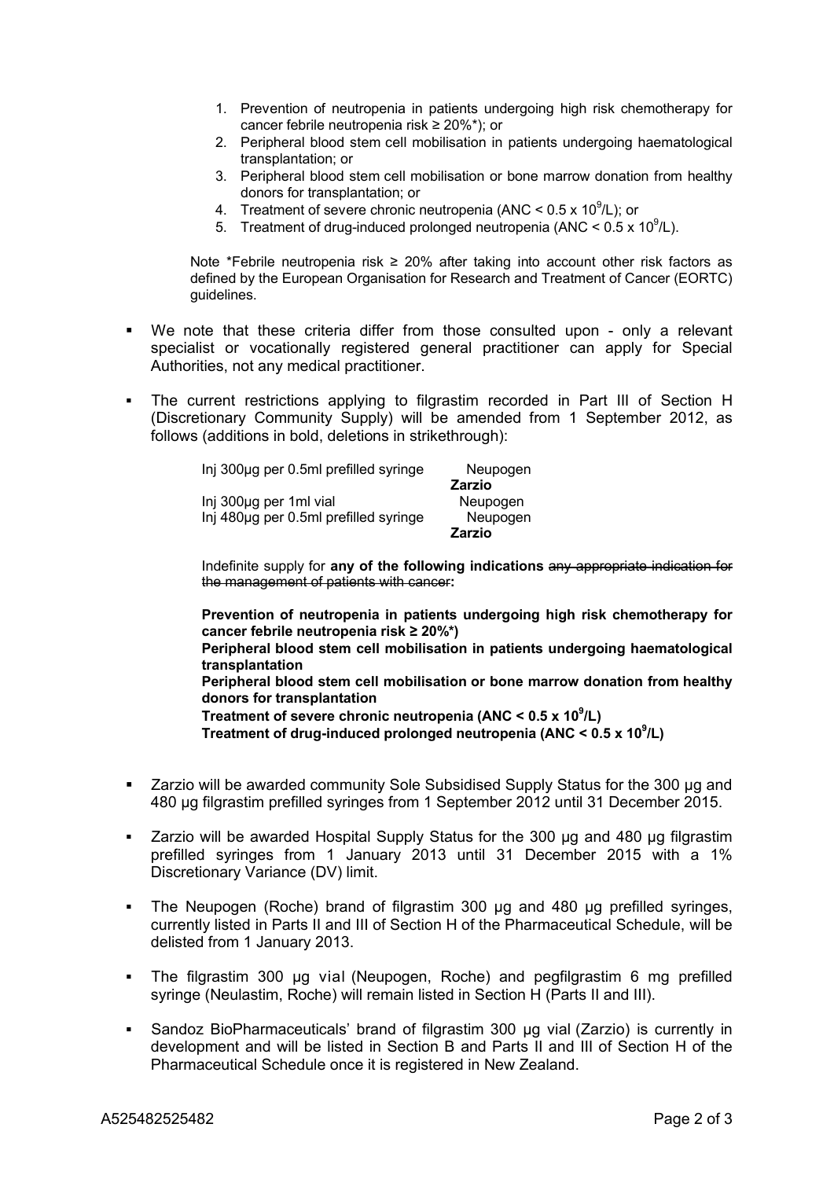1. Prevention of neutropenia in patients undergoing high risk chemotherapy for cancer febrile neutropenia risk ≥ 20%*); or
2. Peripheral blood stem cell mobilisation in patients undergoing haematological transplantation; or
3. Peripheral blood stem cell mobilisation or bone marrow donation from healthy donors for transplantation; or
4. Treatment of severe chronic neutropenia (ANC < 0.5 x $10^9$/L); or
5. Treatment of drug-induced prolonged neutropenia (ANC < 0.5 x $10^9$/L).

Note *Febrile neutropenia risk ≥ 20% after taking into account other risk factors as defined by the European Organisation for Research and Treatment of Cancer (EORTC) guidelines.

- We note that these criteria differ from those consulted upon - only a relevant specialist or vocationally registered general practitioner can apply for Special Authorities, not any medical practitioner.
- The current restrictions applying to filgrastim recorded in Part III of Section H (Discretionary Community Supply) will be amended from 1 September 2012, as follows (additions in bold, deletions in strikethrough):

| | |
|---|---|
| Inj 300µg per 0.5ml prefilled syringe | Neupogen<br>**Zarzio** |
| Inj 300µg per 1ml vial | Neupogen |
| Inj 480µg per 0.5ml prefilled syringe | Neupogen<br>**Zarzio** |

Indefinite supply for **any of the following indications** ~~any appropriate indication for the management of patients with cancer~~**:**

**Prevention of neutropenia in patients undergoing high risk chemotherapy for cancer febrile neutropenia risk ≥ 20%*)**
**Peripheral blood stem cell mobilisation in patients undergoing haematological transplantation**
**Peripheral blood stem cell mobilisation or bone marrow donation from healthy donors for transplantation**
**Treatment of severe chronic neutropenia (ANC < 0.5 x $10^9$/L)**
**Treatment of drug-induced prolonged neutropenia (ANC < 0.5 x $10^9$/L)**

- Zarzio will be awarded community Sole Subsidised Supply Status for the 300 µg and 480 µg filgrastim prefilled syringes from 1 September 2012 until 31 December 2015.
- Zarzio will be awarded Hospital Supply Status for the 300 µg and 480 µg filgrastim prefilled syringes from 1 January 2013 until 31 December 2015 with a 1% Discretionary Variance (DV) limit.
- The Neupogen (Roche) brand of filgrastim 300 µg and 480 µg prefilled syringes, currently listed in Parts II and III of Section H of the Pharmaceutical Schedule, will be delisted from 1 January 2013.
- The filgrastim 300 µg vial (Neupogen, Roche) and pegfilgrastim 6 mg prefilled syringe (Neulastim, Roche) will remain listed in Section H (Parts II and III).
- Sandoz BioPharmaceuticals' brand of filgrastim 300 µg vial (Zarzio) is currently in development and will be listed in Section B and Parts II and III of Section H of the Pharmaceutical Schedule once it is registered in New Zealand.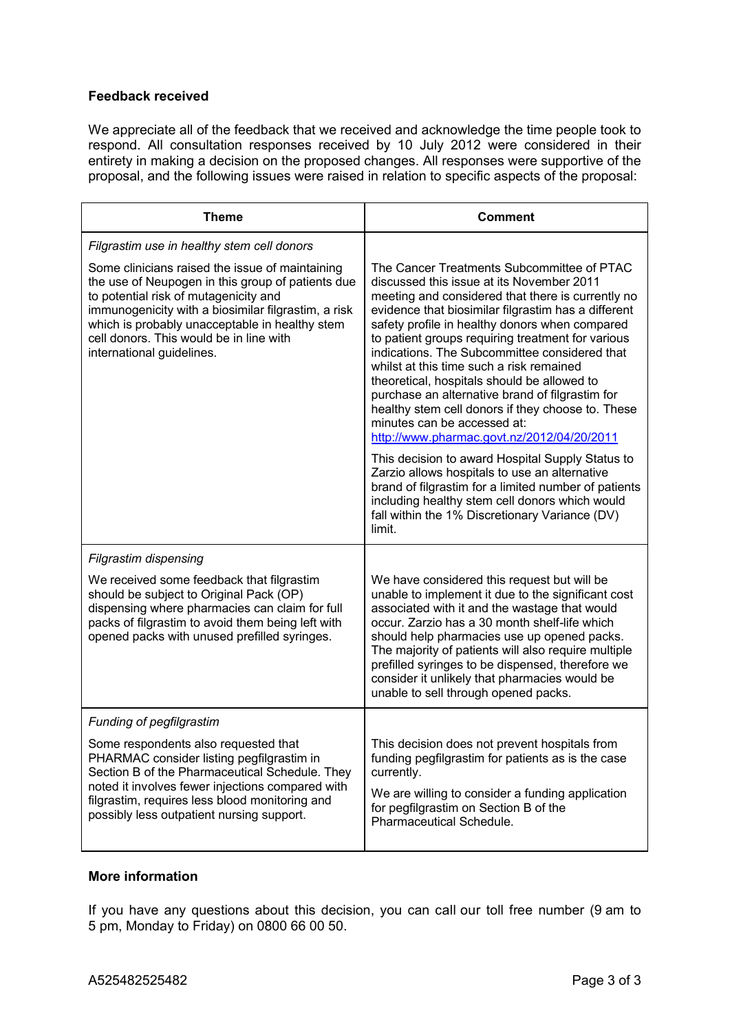**Feedback received**

We appreciate all of the feedback that we received and acknowledge the time people took to respond. All consultation responses received by 10 July 2012 were considered in their entirety in making a decision on the proposed changes. All responses were supportive of the proposal, and the following issues were raised in relation to specific aspects of the proposal:

| Theme | Comment |
|---|---|
| *Filgrastim use in healthy stem cell donors*<br><br>Some clinicians raised the issue of maintaining the use of Neupogen in this group of patients due to potential risk of mutagenicity and immunogenicity with a biosimilar filgrastim, a risk which is probably unacceptable in healthy stem cell donors. This would be in line with international guidelines. | The Cancer Treatments Subcommittee of PTAC discussed this issue at its November 2011 meeting and considered that there is currently no evidence that biosimilar filgrastim has a different safety profile in healthy donors when compared to patient groups requiring treatment for various indications. The Subcommittee considered that whilst at this time such a risk remained theoretical, hospitals should be allowed to purchase an alternative brand of filgrastim for healthy stem cell donors if they choose to. These minutes can be accessed at: http://www.pharmac.govt.nz/2012/04/20/2011<br><br>This decision to award Hospital Supply Status to Zarzio allows hospitals to use an alternative brand of filgrastim for a limited number of patients including healthy stem cell donors which would fall within the 1% Discretionary Variance (DV) limit. |
| *Filgrastim dispensing*<br><br>We received some feedback that filgrastim should be subject to Original Pack (OP) dispensing where pharmacies can claim for full packs of filgrastim to avoid them being left with opened packs with unused prefilled syringes. | We have considered this request but will be unable to implement it due to the significant cost associated with it and the wastage that would occur. Zarzio has a 30 month shelf-life which should help pharmacies use up opened packs. The majority of patients will also require multiple prefilled syringes to be dispensed, therefore we consider it unlikely that pharmacies would be unable to sell through opened packs. |
| *Funding of pegfilgrastim*<br><br>Some respondents also requested that PHARMAC consider listing pegfilgrastim in Section B of the Pharmaceutical Schedule. They noted it involves fewer injections compared with filgrastim, requires less blood monitoring and possibly less outpatient nursing support. | This decision does not prevent hospitals from funding pegfilgrastim for patients as is the case currently.<br><br>We are willing to consider a funding application for pegfilgrastim on Section B of the Pharmaceutical Schedule. |

**More information**

If you have any questions about this decision, you can call our toll free number (9 am to 5 pm, Monday to Friday) on 0800 66 00 50.

A525482525482